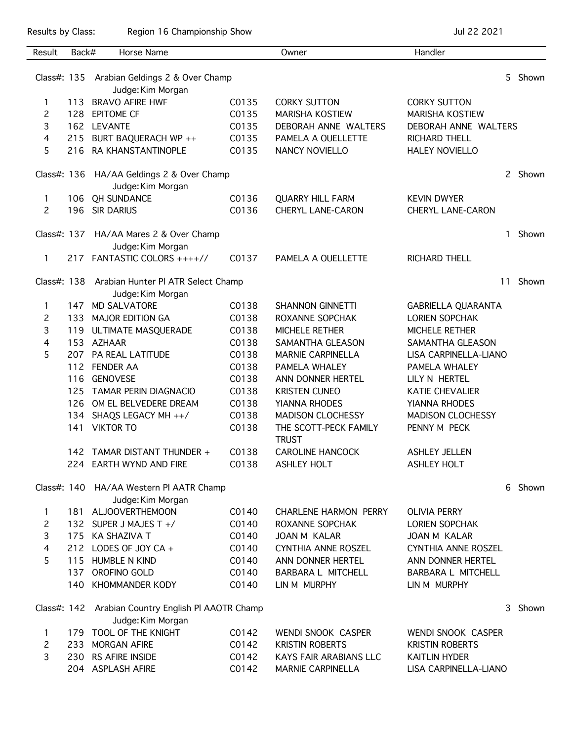Results by Class: Region 16 Championship Show — Jul 22 2021

| Result | Back# | Horse Name | | Owner | Handler |
|---|---|---|---|---|---|

**Class#: 135 Arabian Geldings 2 & Over Champ** — 5 Shown
Judge: Kim Morgan

| Result | Back# | Horse Name | | Owner | Handler |
|---|---|---|---|---|---|
| 1 | 113 | BRAVO AFIRE HWF | C0135 | CORKY SUTTON | CORKY SUTTON |
| 2 | 128 | EPITOME CF | C0135 | MARISHA KOSTIEW | MARISHA KOSTIEW |
| 3 | 162 | LEVANTE | C0135 | DEBORAH ANNE WALTERS | DEBORAH ANNE WALTERS |
| 4 | 215 | BURT BAQUERACH WP ++ | C0135 | PAMELA A OUELLETTE | RICHARD THELL |
| 5 | 216 | RA KHANSTANTINOPLE | C0135 | NANCY NOVIELLO | HALEY NOVIELLO |

**Class#: 136 HA/AA Geldings 2 & Over Champ** — 2 Shown
Judge: Kim Morgan

| Result | Back# | Horse Name | | Owner | Handler |
|---|---|---|---|---|---|
| 1 | 106 | QH SUNDANCE | C0136 | QUARRY HILL FARM | KEVIN DWYER |
| 2 | 196 | SIR DARIUS | C0136 | CHERYL LANE-CARON | CHERYL LANE-CARON |

**Class#: 137 HA/AA Mares 2 & Over Champ** — 1 Shown
Judge: Kim Morgan

| Result | Back# | Horse Name | | Owner | Handler |
|---|---|---|---|---|---|
| 1 | 217 | FANTASTIC COLORS ++++// | C0137 | PAMELA A OUELLETTE | RICHARD THELL |

**Class#: 138 Arabian Hunter Pl ATR Select Champ** — 11 Shown
Judge: Kim Morgan

| Result | Back# | Horse Name | | Owner | Handler |
|---|---|---|---|---|---|
| 1 | 147 | MD SALVATORE | C0138 | SHANNON GINNETTI | GABRIELLA QUARANTA |
| 2 | 133 | MAJOR EDITION GA | C0138 | ROXANNE SOPCHAK | LORIEN SOPCHAK |
| 3 | 119 | ULTIMATE MASQUERADE | C0138 | MICHELE RETHER | MICHELE RETHER |
| 4 | 153 | AZHAAR | C0138 | SAMANTHA GLEASON | SAMANTHA GLEASON |
| 5 | 207 | PA REAL LATITUDE | C0138 | MARNIE CARPINELLA | LISA CARPINELLA-LIANO |
| | 112 | FENDER AA | C0138 | PAMELA WHALEY | PAMELA WHALEY |
| | 116 | GENOVESE | C0138 | ANN DONNER HERTEL | LILY N HERTEL |
| | 125 | TAMAR PERIN DIAGNACIO | C0138 | KRISTEN CUNEO | KATIE CHEVALIER |
| | 126 | OM EL BELVEDERE DREAM | C0138 | YIANNA RHODES | YIANNA RHODES |
| | 134 | SHAQS LEGACY MH ++/ | C0138 | MADISON CLOCHESSY | MADISON CLOCHESSY |
| | 141 | VIKTOR TO | C0138 | THE SCOTT-PECK FAMILY TRUST | PENNY M PECK |
| | 142 | TAMAR DISTANT THUNDER + | C0138 | CAROLINE HANCOCK | ASHLEY JELLEN |
| | 224 | EARTH WYND AND FIRE | C0138 | ASHLEY HOLT | ASHLEY HOLT |

**Class#: 140 HA/AA Western Pl AATR Champ** — 6 Shown
Judge: Kim Morgan

| Result | Back# | Horse Name | | Owner | Handler |
|---|---|---|---|---|---|
| 1 | 181 | ALJOOVERTHEMOON | C0140 | CHARLENE HARMON PERRY | OLIVIA PERRY |
| 2 | 132 | SUPER J MAJES T +/ | C0140 | ROXANNE SOPCHAK | LORIEN SOPCHAK |
| 3 | 175 | KA SHAZIVA T | C0140 | JOAN M KALAR | JOAN M KALAR |
| 4 | 212 | LODES OF JOY CA + | C0140 | CYNTHIA ANNE ROSZEL | CYNTHIA ANNE ROSZEL |
| 5 | 115 | HUMBLE N KIND | C0140 | ANN DONNER HERTEL | ANN DONNER HERTEL |
| | 137 | OROFINO GOLD | C0140 | BARBARA L MITCHELL | BARBARA L MITCHELL |
| | 140 | KHOMMANDER KODY | C0140 | LIN M MURPHY | LIN M MURPHY |

**Class#: 142 Arabian Country English Pl AAOTR Champ** — 3 Shown
Judge: Kim Morgan

| Result | Back# | Horse Name | | Owner | Handler |
|---|---|---|---|---|---|
| 1 | 179 | TOOL OF THE KNIGHT | C0142 | WENDI SNOOK CASPER | WENDI SNOOK CASPER |
| 2 | 233 | MORGAN AFIRE | C0142 | KRISTIN ROBERTS | KRISTIN ROBERTS |
| 3 | 230 | RS AFIRE INSIDE | C0142 | KAYS FAIR ARABIANS LLC | KAITLIN HYDER |
| | 204 | ASPLASH AFIRE | C0142 | MARNIE CARPINELLA | LISA CARPINELLA-LIANO |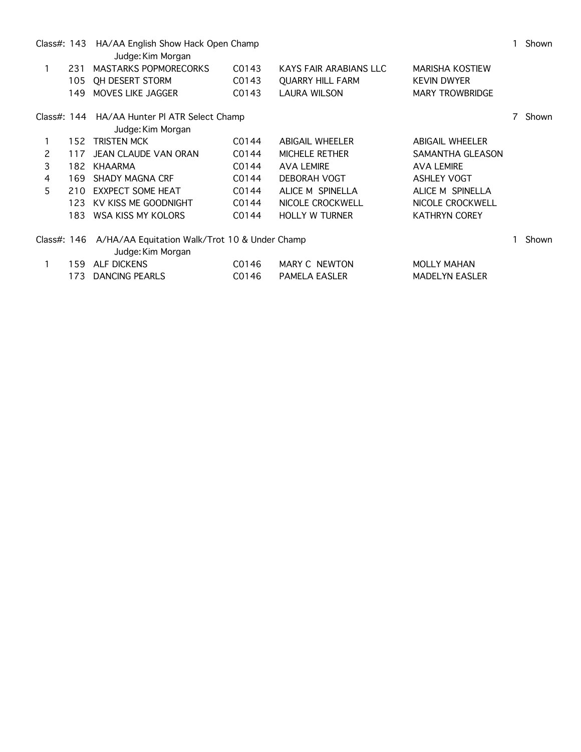Class#: 143 HA/AA English Show Hack Open Champ — 1 Shown

Judge: Kim Morgan

| | | | | | |
|---|---|---|---|---|---|
| 1 | 231 | MASTARKS POPMORECORKS | C0143 | KAYS FAIR ARABIANS LLC | MARISHA KOSTIEW |
| | 105 | QH DESERT STORM | C0143 | QUARRY HILL FARM | KEVIN DWYER |
| | 149 | MOVES LIKE JAGGER | C0143 | LAURA WILSON | MARY TROWBRIDGE |

Class#: 144 HA/AA Hunter Pl ATR Select Champ — 7 Shown

Judge: Kim Morgan

| | | | | | |
|---|---|---|---|---|---|
| 1 | 152 | TRISTEN MCK | C0144 | ABIGAIL WHEELER | ABIGAIL WHEELER |
| 2 | 117 | JEAN CLAUDE VAN ORAN | C0144 | MICHELE RETHER | SAMANTHA GLEASON |
| 3 | 182 | KHAARMA | C0144 | AVA LEMIRE | AVA LEMIRE |
| 4 | 169 | SHADY MAGNA CRF | C0144 | DEBORAH VOGT | ASHLEY VOGT |
| 5 | 210 | EXXPECT SOME HEAT | C0144 | ALICE M SPINELLA | ALICE M SPINELLA |
| | 123 | KV KISS ME GOODNIGHT | C0144 | NICOLE CROCKWELL | NICOLE CROCKWELL |
| | 183 | WSA KISS MY KOLORS | C0144 | HOLLY W TURNER | KATHRYN COREY |

Class#: 146 A/HA/AA Equitation Walk/Trot 10 & Under Champ — 1 Shown

Judge: Kim Morgan

| | | | | | |
|---|---|---|---|---|---|
| 1 | 159 | ALF DICKENS | C0146 | MARY C NEWTON | MOLLY MAHAN |
| | 173 | DANCING PEARLS | C0146 | PAMELA EASLER | MADELYN EASLER |